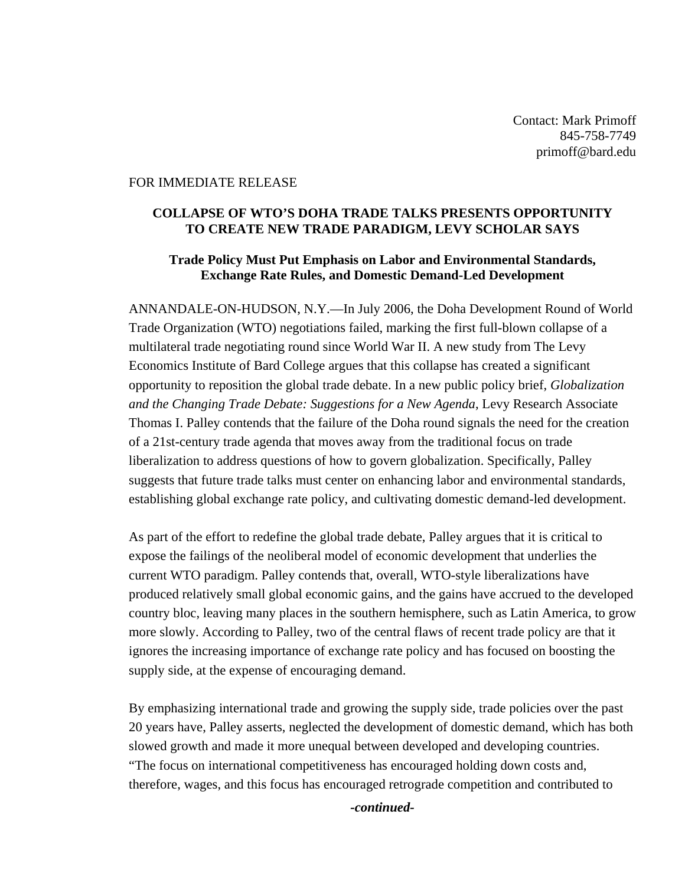Contact: Mark Primoff
845-758-7749
primoff@bard.edu

FOR IMMEDIATE RELEASE

**COLLAPSE OF WTO'S DOHA TRADE TALKS PRESENTS OPPORTUNITY TO CREATE NEW TRADE PARADIGM, LEVY SCHOLAR SAYS**

**Trade Policy Must Put Emphasis on Labor and Environmental Standards, Exchange Rate Rules, and Domestic Demand-Led Development**

ANNANDALE-ON-HUDSON, N.Y.—In July 2006, the Doha Development Round of World Trade Organization (WTO) negotiations failed, marking the first full-blown collapse of a multilateral trade negotiating round since World War II. A new study from The Levy Economics Institute of Bard College argues that this collapse has created a significant opportunity to reposition the global trade debate. In a new public policy brief, *Globalization and the Changing Trade Debate: Suggestions for a New Agenda*, Levy Research Associate Thomas I. Palley contends that the failure of the Doha round signals the need for the creation of a 21st-century trade agenda that moves away from the traditional focus on trade liberalization to address questions of how to govern globalization. Specifically, Palley suggests that future trade talks must center on enhancing labor and environmental standards, establishing global exchange rate policy, and cultivating domestic demand-led development.

As part of the effort to redefine the global trade debate, Palley argues that it is critical to expose the failings of the neoliberal model of economic development that underlies the current WTO paradigm. Palley contends that, overall, WTO-style liberalizations have produced relatively small global economic gains, and the gains have accrued to the developed country bloc, leaving many places in the southern hemisphere, such as Latin America, to grow more slowly. According to Palley, two of the central flaws of recent trade policy are that it ignores the increasing importance of exchange rate policy and has focused on boosting the supply side, at the expense of encouraging demand.

By emphasizing international trade and growing the supply side, trade policies over the past 20 years have, Palley asserts, neglected the development of domestic demand, which has both slowed growth and made it more unequal between developed and developing countries. "The focus on international competitiveness has encouraged holding down costs and, therefore, wages, and this focus has encouraged retrograde competition and contributed to

***-continued-***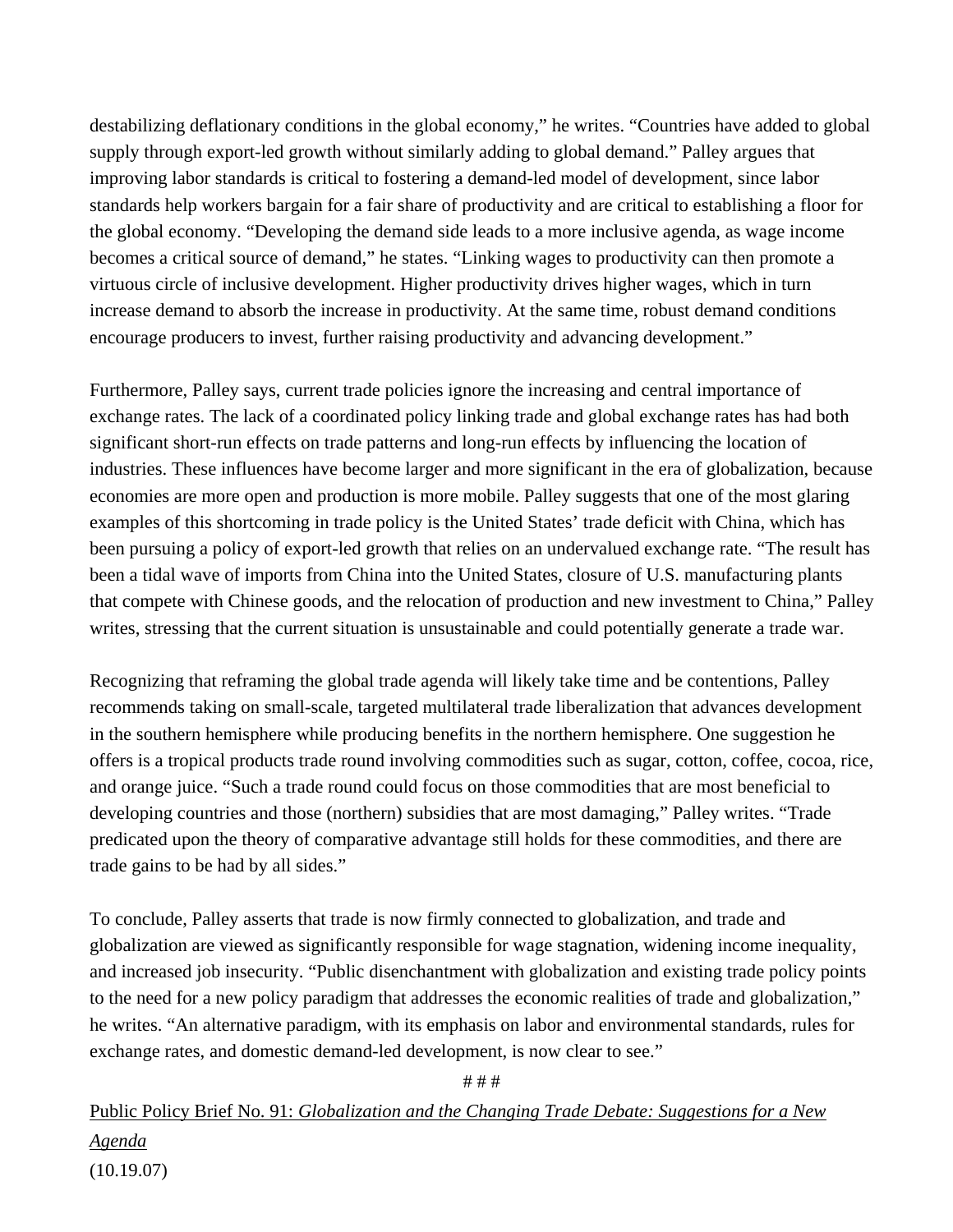destabilizing deflationary conditions in the global economy," he writes. "Countries have added to global supply through export-led growth without similarly adding to global demand." Palley argues that improving labor standards is critical to fostering a demand-led model of development, since labor standards help workers bargain for a fair share of productivity and are critical to establishing a floor for the global economy. "Developing the demand side leads to a more inclusive agenda, as wage income becomes a critical source of demand," he states. "Linking wages to productivity can then promote a virtuous circle of inclusive development. Higher productivity drives higher wages, which in turn increase demand to absorb the increase in productivity. At the same time, robust demand conditions encourage producers to invest, further raising productivity and advancing development."

Furthermore, Palley says, current trade policies ignore the increasing and central importance of exchange rates. The lack of a coordinated policy linking trade and global exchange rates has had both significant short-run effects on trade patterns and long-run effects by influencing the location of industries. These influences have become larger and more significant in the era of globalization, because economies are more open and production is more mobile. Palley suggests that one of the most glaring examples of this shortcoming in trade policy is the United States' trade deficit with China, which has been pursuing a policy of export-led growth that relies on an undervalued exchange rate. "The result has been a tidal wave of imports from China into the United States, closure of U.S. manufacturing plants that compete with Chinese goods, and the relocation of production and new investment to China," Palley writes, stressing that the current situation is unsustainable and could potentially generate a trade war.

Recognizing that reframing the global trade agenda will likely take time and be contentions, Palley recommends taking on small-scale, targeted multilateral trade liberalization that advances development in the southern hemisphere while producing benefits in the northern hemisphere. One suggestion he offers is a tropical products trade round involving commodities such as sugar, cotton, coffee, cocoa, rice, and orange juice. "Such a trade round could focus on those commodities that are most beneficial to developing countries and those (northern) subsidies that are most damaging," Palley writes. "Trade predicated upon the theory of comparative advantage still holds for these commodities, and there are trade gains to be had by all sides."

To conclude, Palley asserts that trade is now firmly connected to globalization, and trade and globalization are viewed as significantly responsible for wage stagnation, widening income inequality, and increased job insecurity. "Public disenchantment with globalization and existing trade policy points to the need for a new policy paradigm that addresses the economic realities of trade and globalization," he writes. "An alternative paradigm, with its emphasis on labor and environmental standards, rules for exchange rates, and domestic demand-led development, is now clear to see."

# # #

Public Policy Brief No. 91: *Globalization and the Changing Trade Debate: Suggestions for a New Agenda*

(10.19.07)